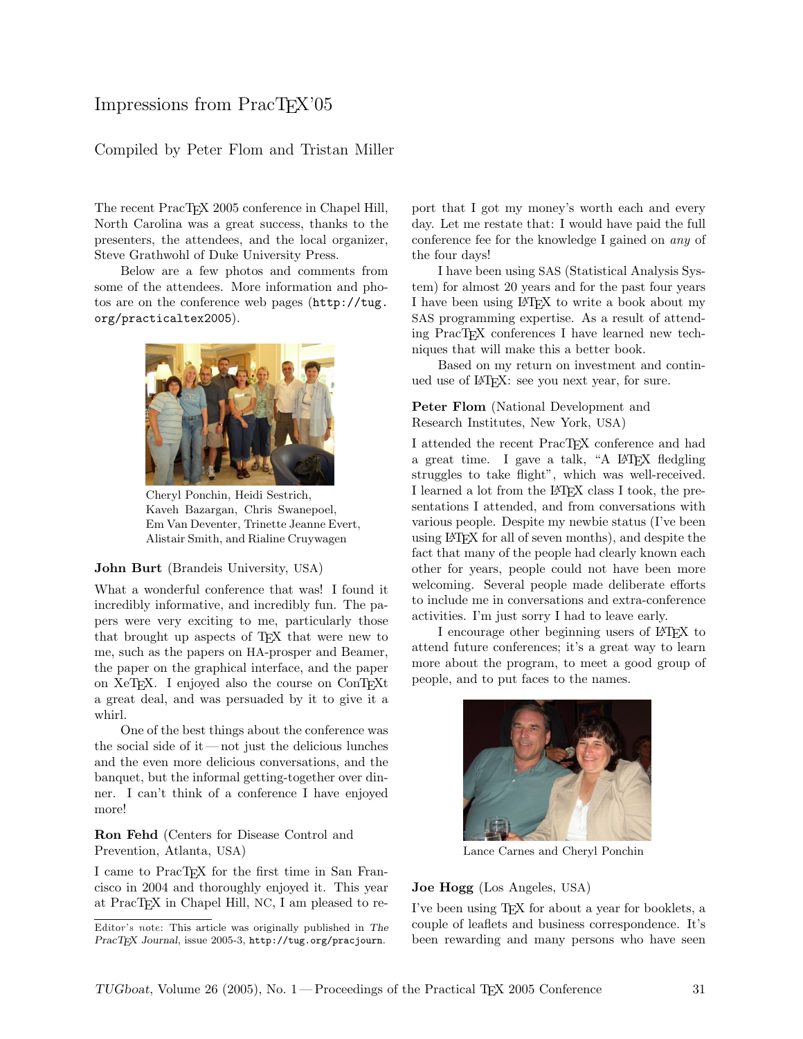# Impressions from PracTEX'05

Compiled by Peter Flom and Tristan Miller

The recent PracTEX 2005 conference in Chapel Hill, North Carolina was a great success, thanks to the presenters, the attendees, and the local organizer, Steve Grathwohl of Duke University Press.

Below are a few photos and comments from some of the attendees. More information and photos are on the conference web pages (`http://tug.org/practicaltex2005`).

Cheryl Ponchin, Heidi Sestrich, Kaveh Bazargan, Chris Swanepoel, Em Van Deventer, Trinette Jeanne Evert, Alistair Smith, and Rialine Cruywagen

**John Burt** (Brandeis University, USA)

What a wonderful conference that was! I found it incredibly informative, and incredibly fun. The papers were very exciting to me, particularly those that brought up aspects of TEX that were new to me, such as the papers on HA-prosper and Beamer, the paper on the graphical interface, and the paper on XeTEX. I enjoyed also the course on ConTEXt a great deal, and was persuaded by it to give it a whirl.

One of the best things about the conference was the social side of it — not just the delicious lunches and the even more delicious conversations, and the banquet, but the informal getting-together over dinner. I can't think of a conference I have enjoyed more!

**Ron Fehd** (Centers for Disease Control and Prevention, Atlanta, USA)

I came to PracTEX for the first time in San Francisco in 2004 and thoroughly enjoyed it. This year at PracTEX in Chapel Hill, NC, I am pleased to report that I got my money's worth each and every day. Let me restate that: I would have paid the full conference fee for the knowledge I gained on *any* of the four days!

I have been using SAS (Statistical Analysis System) for almost 20 years and for the past four years I have been using LATEX to write a book about my SAS programming expertise. As a result of attending PracTEX conferences I have learned new techniques that will make this a better book.

Based on my return on investment and continued use of LATEX: see you next year, for sure.

**Peter Flom** (National Development and Research Institutes, New York, USA)

I attended the recent PracTEX conference and had a great time. I gave a talk, "A LATEX fledgling struggles to take flight", which was well-received. I learned a lot from the LATEX class I took, the presentations I attended, and from conversations with various people. Despite my newbie status (I've been using LATEX for all of seven months), and despite the fact that many of the people had clearly known each other for years, people could not have been more welcoming. Several people made deliberate efforts to include me in conversations and extra-conference activities. I'm just sorry I had to leave early.

I encourage other beginning users of LATEX to attend future conferences; it's a great way to learn more about the program, to meet a good group of people, and to put faces to the names.

Lance Carnes and Cheryl Ponchin

**Joe Hogg** (Los Angeles, USA)

I've been using TEX for about a year for booklets, a couple of leaflets and business correspondence. It's been rewarding and many persons who have seen

Editor's note: This article was originally published in *The PracTEX Journal*, issue 2005-3, `http://tug.org/pracjourn`.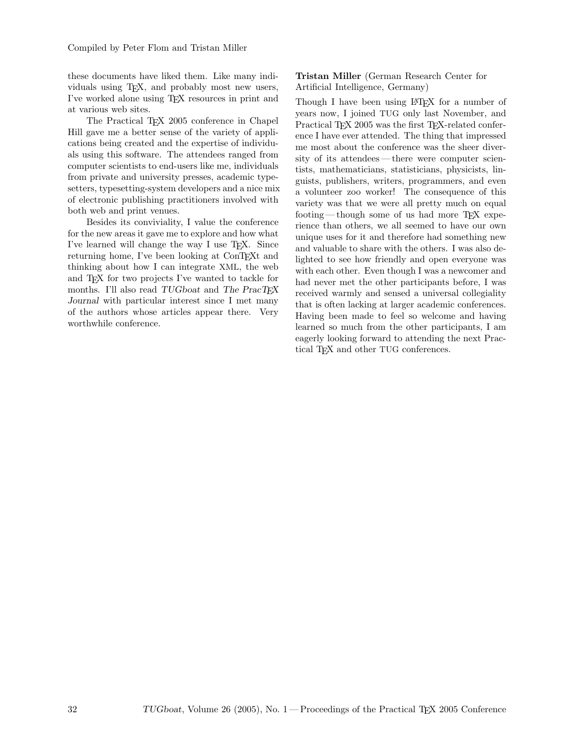these documents have liked them. Like many individuals using TeX, and probably most new users, I've worked alone using TeX resources in print and at various web sites.

The Practical TeX 2005 conference in Chapel Hill gave me a better sense of the variety of applications being created and the expertise of individuals using this software. The attendees ranged from computer scientists to end-users like me, individuals from private and university presses, academic typesetters, typesetting-system developers and a nice mix of electronic publishing practitioners involved with both web and print venues.

Besides its conviviality, I value the conference for the new areas it gave me to explore and how what I've learned will change the way I use TeX. Since returning home, I've been looking at ConTeXt and thinking about how I can integrate XML, the web and TeX for two projects I've wanted to tackle for months. I'll also read *TUGboat* and *The PracTeX Journal* with particular interest since I met many of the authors whose articles appear there. Very worthwhile conference.

**Tristan Miller** (German Research Center for Artificial Intelligence, Germany)

Though I have been using LaTeX for a number of years now, I joined TUG only last November, and Practical TeX 2005 was the first TeX-related conference I have ever attended. The thing that impressed me most about the conference was the sheer diversity of its attendees — there were computer scientists, mathematicians, statisticians, physicists, linguists, publishers, writers, programmers, and even a volunteer zoo worker! The consequence of this variety was that we were all pretty much on equal footing — though some of us had more TeX experience than others, we all seemed to have our own unique uses for it and therefore had something new and valuable to share with the others. I was also delighted to see how friendly and open everyone was with each other. Even though I was a newcomer and had never met the other participants before, I was received warmly and sensed a universal collegiality that is often lacking at larger academic conferences. Having been made to feel so welcome and having learned so much from the other participants, I am eagerly looking forward to attending the next Practical TeX and other TUG conferences.